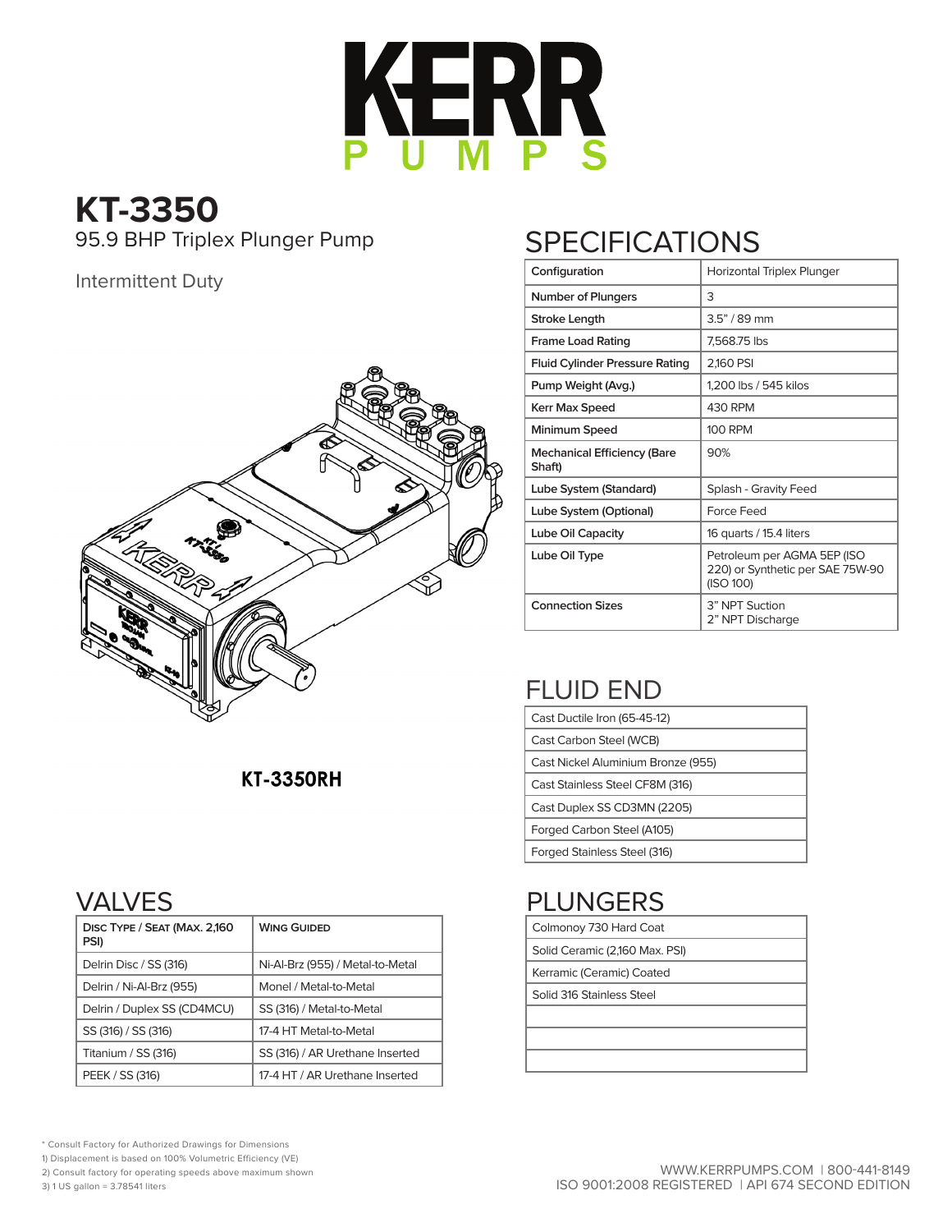# KERR PUMPS

## KT-3350

95.9 BHP Triplex Plunger Pump

Intermittent Duty

KT-3350RH

## SPECIFICATIONS

| Configuration | Horizontal Triplex Plunger |
|---|---|
| Number of Plungers | 3 |
| Stroke Length | 3.5" / 89 mm |
| Frame Load Rating | 7,568.75 lbs |
| Fluid Cylinder Pressure Rating | 2,160 PSI |
| Pump Weight (Avg.) | 1,200 lbs / 545 kilos |
| Kerr Max Speed | 430 RPM |
| Minimum Speed | 100 RPM |
| Mechanical Efficiency (Bare Shaft) | 90% |
| Lube System (Standard) | Splash - Gravity Feed |
| Lube System (Optional) | Force Feed |
| Lube Oil Capacity | 16 quarts / 15.4 liters |
| Lube Oil Type | Petroleum per AGMA 5EP (ISO 220) or Synthetic per SAE 75W-90 (ISO 100) |
| Connection Sizes | 3" NPT Suction<br>2" NPT Discharge |

## FLUID END

| Fluid End |
|---|
| Cast Ductile Iron (65-45-12) |
| Cast Carbon Steel (WCB) |
| Cast Nickel Aluminium Bronze (955) |
| Cast Stainless Steel CF8M (316) |
| Cast Duplex SS CD3MN (2205) |
| Forged Carbon Steel (A105) |
| Forged Stainless Steel (316) |

## VALVES

| Disc Type / Seat (Max. 2,160 PSI) | Wing Guided |
|---|---|
| Delrin Disc / SS (316) | Ni-Al-Brz (955) / Metal-to-Metal |
| Delrin / Ni-Al-Brz (955) | Monel / Metal-to-Metal |
| Delrin / Duplex SS (CD4MCU) | SS (316) / Metal-to-Metal |
| SS (316) / SS (316) | 17-4 HT Metal-to-Metal |
| Titanium / SS (316) | SS (316) / AR Urethane Inserted |
| PEEK / SS (316) | 17-4 HT / AR Urethane Inserted |

## PLUNGERS

| Plungers |
|---|
| Colmonoy 730 Hard Coat |
| Solid Ceramic (2,160 Max. PSI) |
| Kerramic (Ceramic) Coated |
| Solid 316 Stainless Steel |
| |
| |
| |

\* Consult Factory for Authorized Drawings for Dimensions
1) Displacement is based on 100% Volumetric Efficiency (VE)
2) Consult factory for operating speeds above maximum shown
3) 1 US gallon = 3.78541 liters

WWW.KERRPUMPS.COM | 800-441-8149
ISO 9001:2008 REGISTERED | API 674 SECOND EDITION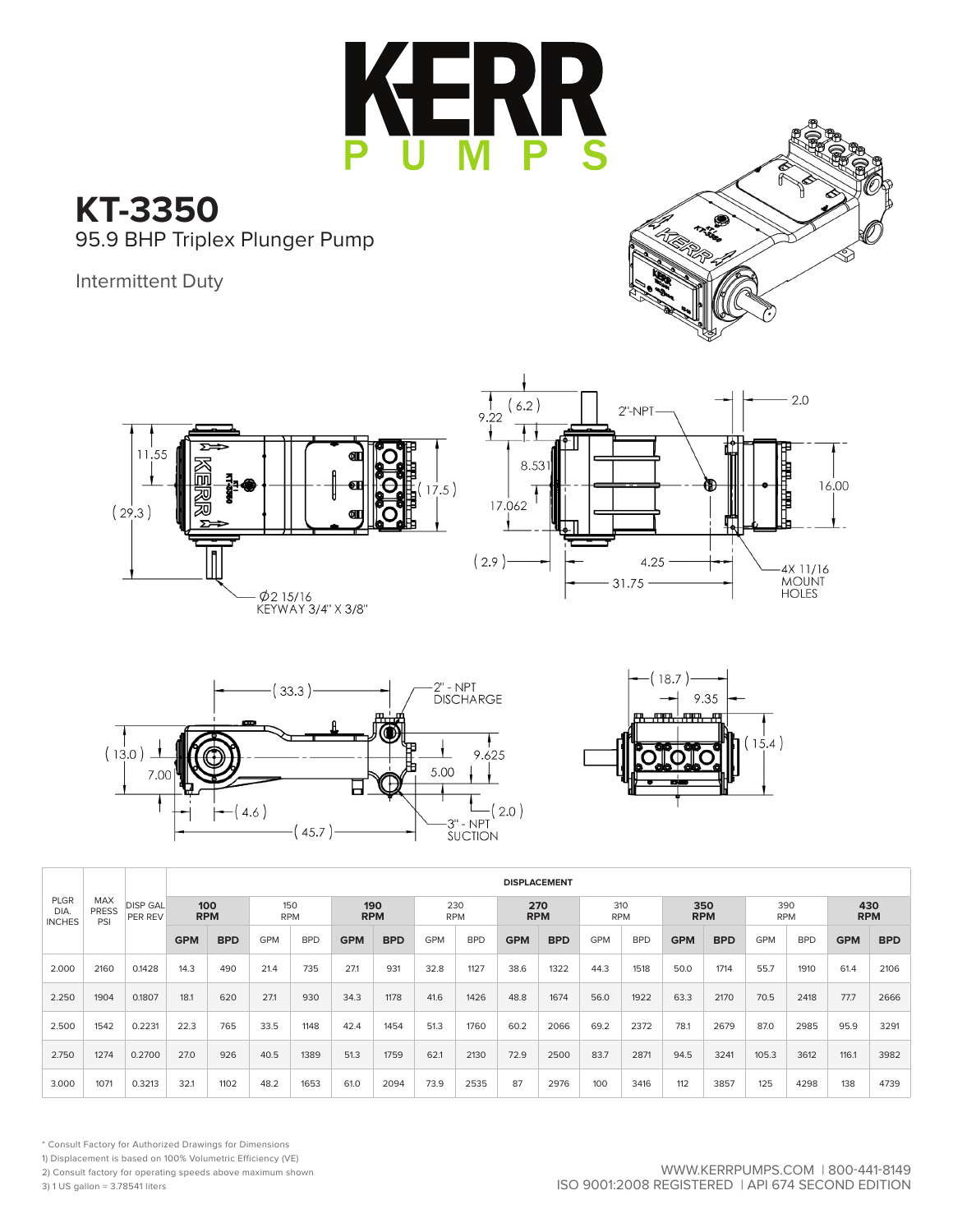# KERR PUMPS

## KT-3350

95.9 BHP Triplex Plunger Pump

Intermittent Duty

| PLGR DIA. INCHES | MAX PRESS PSI | DISP GAL PER REV | DISPLACEMENT | | | | | | | | | | | | | | | | | |
|---|---|---|---|---|---|---|---|---|---|---|---|---|---|---|---|---|---|---|---|---|
| | | | 100 RPM | | 150 RPM | | 190 RPM | | 230 RPM | | 270 RPM | | 310 RPM | | 350 RPM | | 390 RPM | | 430 RPM | |
| | | | GPM | BPD | GPM | BPD | GPM | BPD | GPM | BPD | GPM | BPD | GPM | BPD | GPM | BPD | GPM | BPD | GPM | BPD |
| 2.000 | 2160 | 0.1428 | 14.3 | 490 | 21.4 | 735 | 27.1 | 931 | 32.8 | 1127 | 38.6 | 1322 | 44.3 | 1518 | 50.0 | 1714 | 55.7 | 1910 | 61.4 | 2106 |
| 2.250 | 1904 | 0.1807 | 18.1 | 620 | 27.1 | 930 | 34.3 | 1178 | 41.6 | 1426 | 48.8 | 1674 | 56.0 | 1922 | 63.3 | 2170 | 70.5 | 2418 | 77.7 | 2666 |
| 2.500 | 1542 | 0.2231 | 22.3 | 765 | 33.5 | 1148 | 42.4 | 1454 | 51.3 | 1760 | 60.2 | 2066 | 69.2 | 2372 | 78.1 | 2679 | 87.0 | 2985 | 95.9 | 3291 |
| 2.750 | 1274 | 0.2700 | 27.0 | 926 | 40.5 | 1389 | 51.3 | 1759 | 62.1 | 2130 | 72.9 | 2500 | 83.7 | 2871 | 94.5 | 3241 | 105.3 | 3612 | 116.1 | 3982 |
| 3.000 | 1071 | 0.3213 | 32.1 | 1102 | 48.2 | 1653 | 61.0 | 2094 | 73.9 | 2535 | 87 | 2976 | 100 | 3416 | 112 | 3857 | 125 | 4298 | 138 | 4739 |

\* Consult Factory for Authorized Drawings for Dimensions

1) Displacement is based on 100% Volumetric Efficiency (VE)

2) Consult factory for operating speeds above maximum shown

3) 1 US gallon = 3.78541 liters

WWW.KERRPUMPS.COM | 800-441-8149

ISO 9001:2008 REGISTERED | API 674 SECOND EDITION